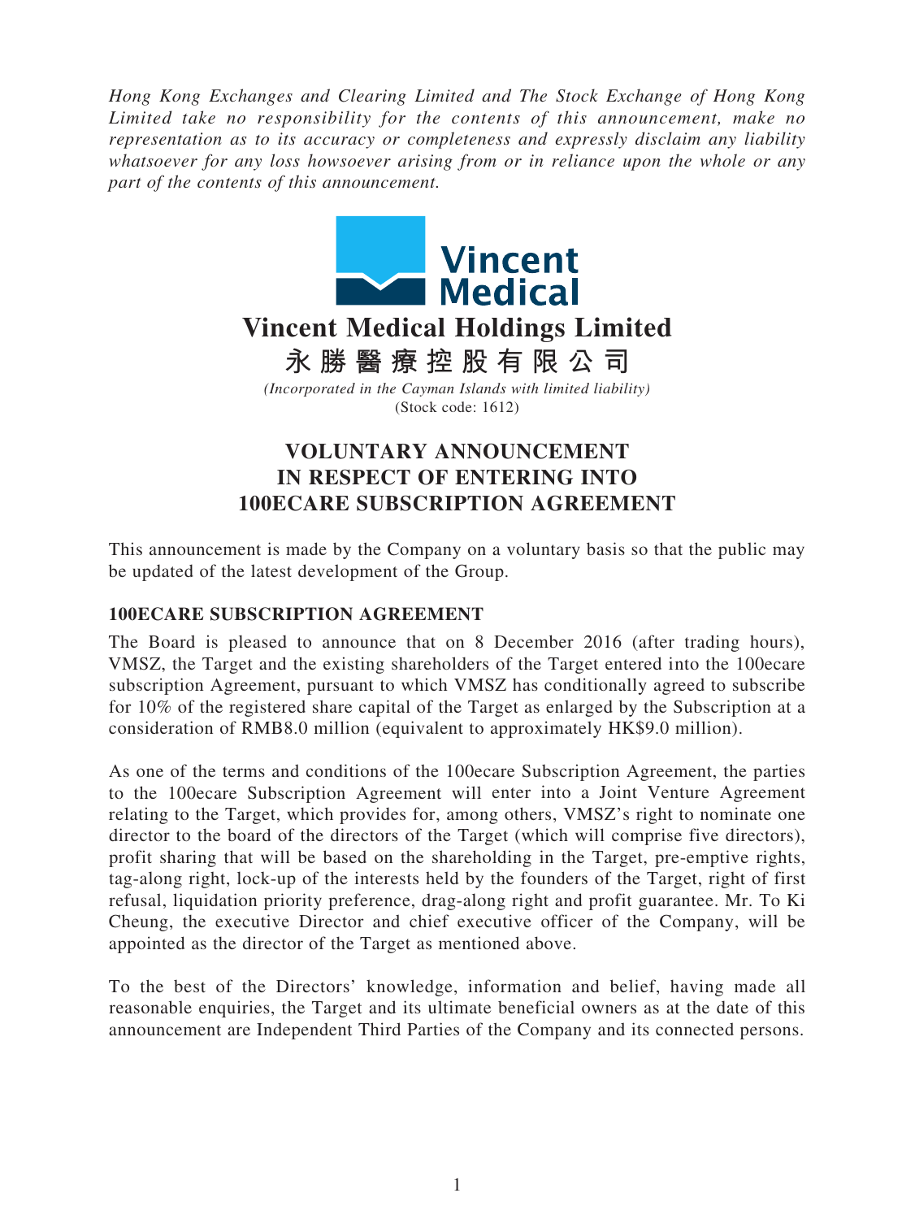*Hong Kong Exchanges and Clearing Limited and The Stock Exchange of Hong Kong Limited take no responsibility for the contents of this announcement, make no representation as to its accuracy or completeness and expressly disclaim any liability whatsoever for any loss howsoever arising from or in reliance upon the whole or any part of the contents of this announcement.*

# Vincent Medical Holdings Limited

# 永勝醫療控股有限公司

*(Incorporated in the Cayman Islands with limited liability)*
(Stock code: 1612)

## VOLUNTARY ANNOUNCEMENT IN RESPECT OF ENTERING INTO 100ECARE SUBSCRIPTION AGREEMENT

This announcement is made by the Company on a voluntary basis so that the public may be updated of the latest development of the Group.

### 100ECARE SUBSCRIPTION AGREEMENT

The Board is pleased to announce that on 8 December 2016 (after trading hours), VMSZ, the Target and the existing shareholders of the Target entered into the 100ecare subscription Agreement, pursuant to which VMSZ has conditionally agreed to subscribe for 10% of the registered share capital of the Target as enlarged by the Subscription at a consideration of RMB8.0 million (equivalent to approximately HK$9.0 million).

As one of the terms and conditions of the 100ecare Subscription Agreement, the parties to the 100ecare Subscription Agreement will enter into a Joint Venture Agreement relating to the Target, which provides for, among others, VMSZ's right to nominate one director to the board of the directors of the Target (which will comprise five directors), profit sharing that will be based on the shareholding in the Target, pre-emptive rights, tag-along right, lock-up of the interests held by the founders of the Target, right of first refusal, liquidation priority preference, drag-along right and profit guarantee. Mr. To Ki Cheung, the executive Director and chief executive officer of the Company, will be appointed as the director of the Target as mentioned above.

To the best of the Directors' knowledge, information and belief, having made all reasonable enquiries, the Target and its ultimate beneficial owners as at the date of this announcement are Independent Third Parties of the Company and its connected persons.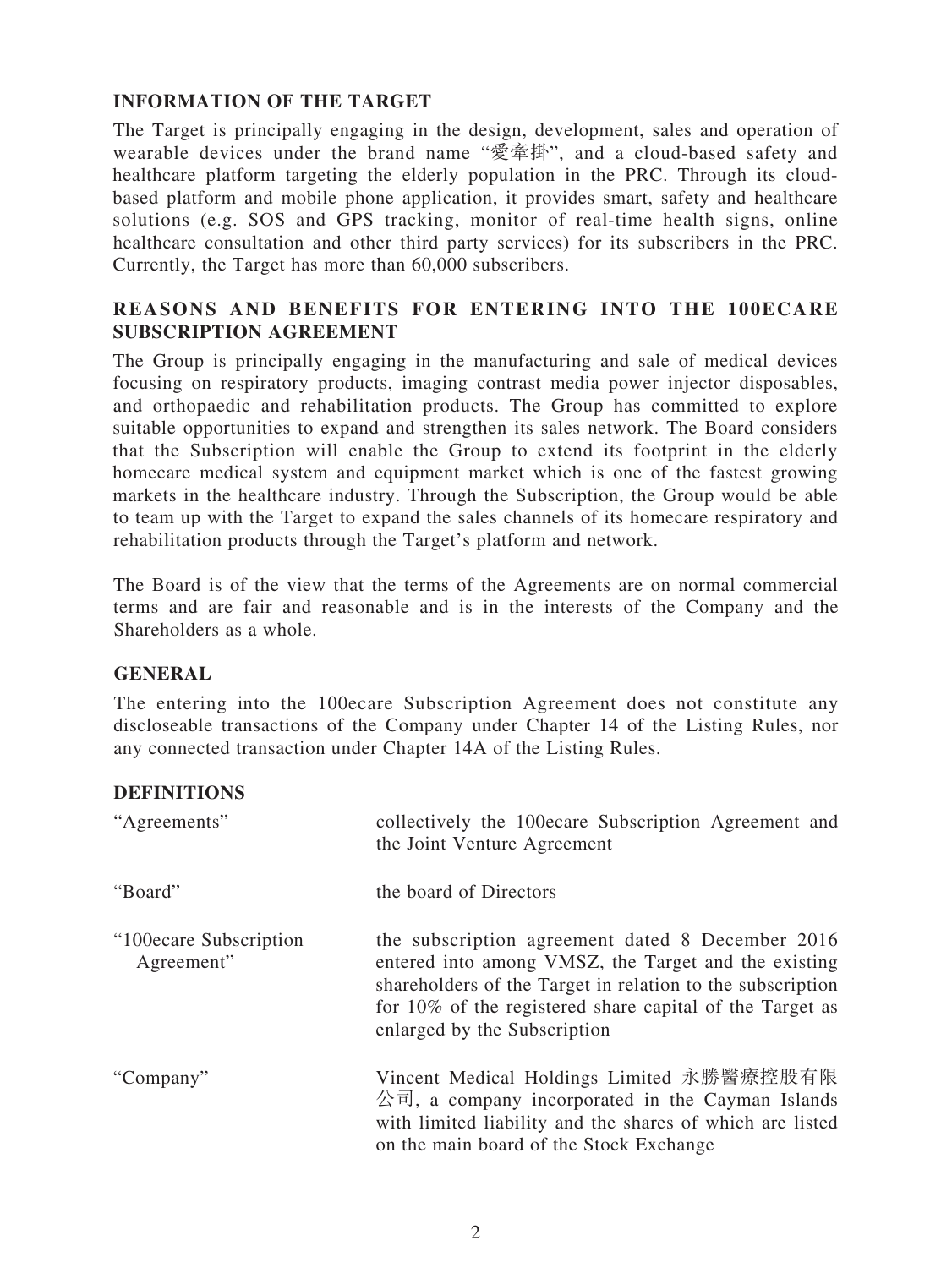## INFORMATION OF THE TARGET

The Target is principally engaging in the design, development, sales and operation of wearable devices under the brand name "愛牽掛", and a cloud-based safety and healthcare platform targeting the elderly population in the PRC. Through its cloud-based platform and mobile phone application, it provides smart, safety and healthcare solutions (e.g. SOS and GPS tracking, monitor of real-time health signs, online healthcare consultation and other third party services) for its subscribers in the PRC. Currently, the Target has more than 60,000 subscribers.

## REASONS AND BENEFITS FOR ENTERING INTO THE 100ECARE SUBSCRIPTION AGREEMENT

The Group is principally engaging in the manufacturing and sale of medical devices focusing on respiratory products, imaging contrast media power injector disposables, and orthopaedic and rehabilitation products. The Group has committed to explore suitable opportunities to expand and strengthen its sales network. The Board considers that the Subscription will enable the Group to extend its footprint in the elderly homecare medical system and equipment market which is one of the fastest growing markets in the healthcare industry. Through the Subscription, the Group would be able to team up with the Target to expand the sales channels of its homecare respiratory and rehabilitation products through the Target's platform and network.

The Board is of the view that the terms of the Agreements are on normal commercial terms and are fair and reasonable and is in the interests of the Company and the Shareholders as a whole.

## GENERAL

The entering into the 100ecare Subscription Agreement does not constitute any discloseable transactions of the Company under Chapter 14 of the Listing Rules, nor any connected transaction under Chapter 14A of the Listing Rules.

## DEFINITIONS

| | |
|---|---|
| "Agreements" | collectively the 100ecare Subscription Agreement and the Joint Venture Agreement |
| "Board" | the board of Directors |
| "100ecare Subscription Agreement" | the subscription agreement dated 8 December 2016 entered into among VMSZ, the Target and the existing shareholders of the Target in relation to the subscription for 10% of the registered share capital of the Target as enlarged by the Subscription |
| "Company" | Vincent Medical Holdings Limited 永勝醫療控股有限公司, a company incorporated in the Cayman Islands with limited liability and the shares of which are listed on the main board of the Stock Exchange |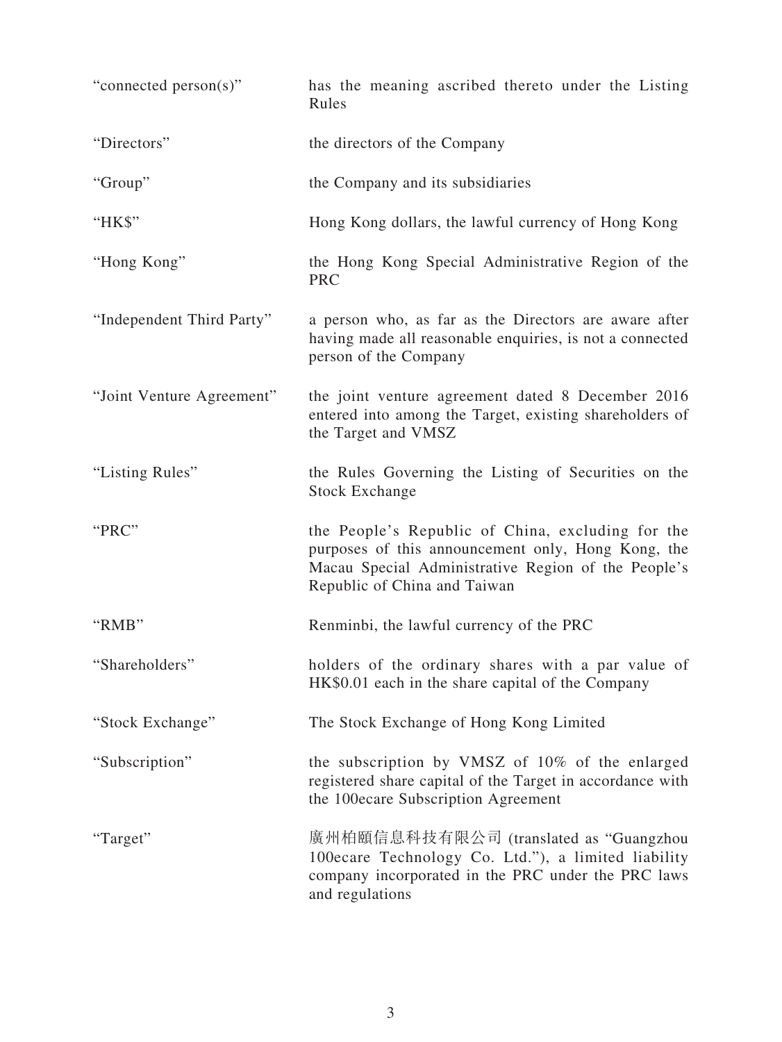| | |
|---|---|
| "connected person(s)" | has the meaning ascribed thereto under the Listing Rules |
| "Directors" | the directors of the Company |
| "Group" | the Company and its subsidiaries |
| "HK$" | Hong Kong dollars, the lawful currency of Hong Kong |
| "Hong Kong" | the Hong Kong Special Administrative Region of the PRC |
| "Independent Third Party" | a person who, as far as the Directors are aware after having made all reasonable enquiries, is not a connected person of the Company |
| "Joint Venture Agreement" | the joint venture agreement dated 8 December 2016 entered into among the Target, existing shareholders of the Target and VMSZ |
| "Listing Rules" | the Rules Governing the Listing of Securities on the Stock Exchange |
| "PRC" | the People's Republic of China, excluding for the purposes of this announcement only, Hong Kong, the Macau Special Administrative Region of the People's Republic of China and Taiwan |
| "RMB" | Renminbi, the lawful currency of the PRC |
| "Shareholders" | holders of the ordinary shares with a par value of HK$0.01 each in the share capital of the Company |
| "Stock Exchange" | The Stock Exchange of Hong Kong Limited |
| "Subscription" | the subscription by VMSZ of 10% of the enlarged registered share capital of the Target in accordance with the 100ecare Subscription Agreement |
| "Target" | 廣州柏頤信息科技有限公司 (translated as "Guangzhou 100ecare Technology Co. Ltd."), a limited liability company incorporated in the PRC under the PRC laws and regulations |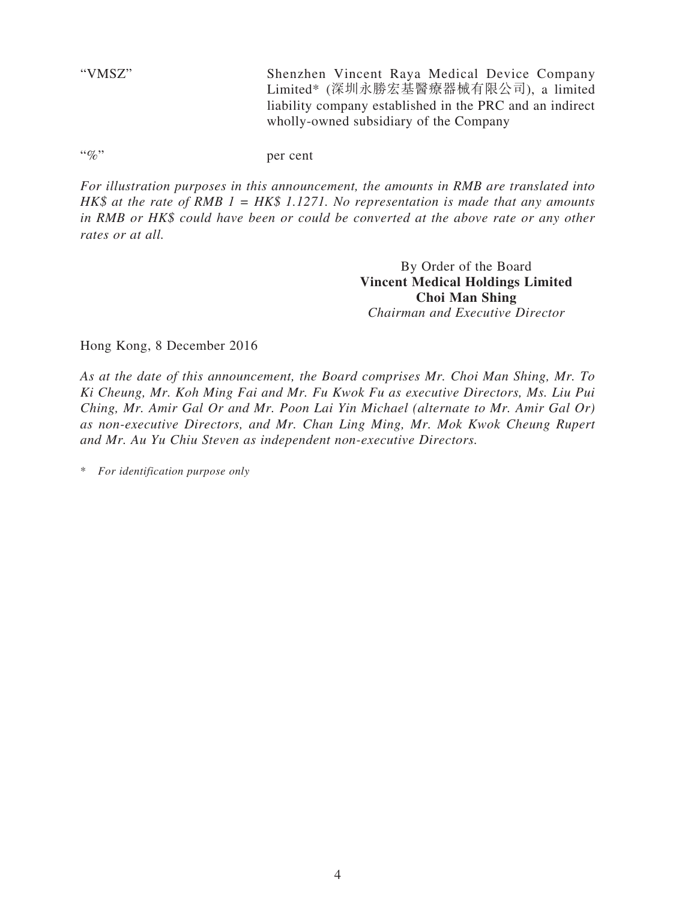| | |
|---|---|
| "VMSZ" | Shenzhen Vincent Raya Medical Device Company Limited* (深圳永勝宏基醫療器械有限公司), a limited liability company established in the PRC and an indirect wholly-owned subsidiary of the Company |
| "%" | per cent |

*For illustration purposes in this announcement, the amounts in RMB are translated into HK$ at the rate of RMB 1 = HK$ 1.1271. No representation is made that any amounts in RMB or HK$ could have been or could be converted at the above rate or any other rates or at all.*

By Order of the Board
**Vincent Medical Holdings Limited**
**Choi Man Shing**
*Chairman and Executive Director*

Hong Kong, 8 December 2016

*As at the date of this announcement, the Board comprises Mr. Choi Man Shing, Mr. To Ki Cheung, Mr. Koh Ming Fai and Mr. Fu Kwok Fu as executive Directors, Ms. Liu Pui Ching, Mr. Amir Gal Or and Mr. Poon Lai Yin Michael (alternate to Mr. Amir Gal Or) as non-executive Directors, and Mr. Chan Ling Ming, Mr. Mok Kwok Cheung Rupert and Mr. Au Yu Chiu Steven as independent non-executive Directors.*

\* *For identification purpose only*